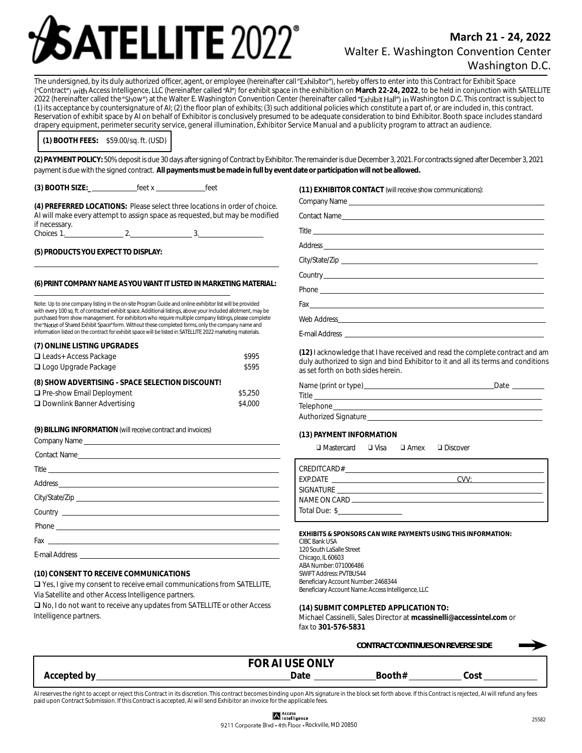# SATELLITE 2022®

**March 21 - 24, 2022**
Walter E. Washington Convention Center
Washington D.C.

The undersigned, by its duly authorized officer, agent, or employee (hereinafter call "Exhibitor"), hereby offers to enter into this Contract for Exhibit Space ("Contract") with Access Intelligence, LLC (hereinafter called "AI") for exhibit space in the exhibition on **March 22-24, 2022**, to be held in conjunction with SATELLITE 2022 (hereinafter called the "Show") at the Walter E. Washington Convention Center (hereinafter called "Exhibit Hall") in Washington D.C. This contract is subject to (1) its acceptance by countersignature of AI; (2) the floor plan of exhibits; (3) such additional policies which constitute a part of, or are included in, this contract. Reservation of exhibit space by AI on behalf of Exhibitor is conclusively presumed to be adequate consideration to bind Exhibitor. Booth space includes standard drapery equipment, perimeter security service, general illumination, Exhibitor Service Manual and a publicity program to attract an audience.

**(1) BOOTH FEES:** $59.00/sq. ft. (USD)

**(2) PAYMENT POLICY:** 50% deposit is due 30 days after signing of Contract by Exhibitor. The remainder is due December 3, 2021. For contracts signed after December 3, 2021 payment is due with the signed contract. **All payments must be made in full by event date or participation will not be allowed.**

**(3) BOOTH SIZE:** ____________ feet x ____________ feet

**(4) PREFERRED LOCATIONS:** Please select three locations in order of choice. AI will make every attempt to assign space as requested, but may be modified if necessary.
Choices 1. ____________ 2. ____________ 3. ____________

**(5) PRODUCTS YOU EXPECT TO DISPLAY:**

________________________________________

**(6) PRINT COMPANY NAME AS YOU WANT IT LISTED IN MARKETING MATERIAL:**

________________________________________

Note: Up to one company listing in the on-site Program Guide and online exhibitor list will be provided with every 100 sq. ft. of contracted exhibit space. Additional listings, above your included allotment, may be purchased from show management. For exhibitors who require multiple company listings, please complete the "Notice of Shared Exhibit Space" form. Without these completed forms, only the company name and information listed on the contract for exhibit space will be listed in SATELLITE 2022 marketing materials.

**(7) ONLINE LISTING UPGRADES**

- ☐ Leads+ Access Package — $995
- ☐ Logo Upgrade Package — $595

**(8) SHOW ADVERTISING - SPACE SELECTION DISCOUNT!**

- ☐ Pre-show Email Deployment — $5,250
- ☐ Downlink Banner Advertising — $4,000

**(9) BILLING INFORMATION** (will receive contract and invoices)

Company Name ________________________
Contact Name ________________________
Title ________________________
Address ________________________
City/State/Zip ________________________
Country ________________________
Phone ________________________
Fax ________________________
E-mail Address ________________________

**(10) CONSENT TO RECEIVE COMMUNICATIONS**

☐ Yes, I give my consent to receive email communications from SATELLITE, Via Satellite and other Access Intelligence partners.
☐ No, I do not want to receive any updates from SATELLITE or other Access Intelligence partners.

**(11) EXHIBITOR CONTACT** (will receive show communications):

Company Name ________________________
Contact Name ________________________
Title ________________________
Address ________________________
City/State/Zip ________________________
Country ________________________
Phone ________________________
Fax ________________________
Web Address ________________________
E-mail Address ________________________

**(12)** I acknowledge that I have received and read the complete contract and am duly authorized to sign and bind Exhibitor to it and all its terms and conditions as set forth on both sides herein.

Name (print or type) ________________________ Date ________
Title ________________________
Telephone ________________________
Authorized Signature ________________________

**(13) PAYMENT INFORMATION**

☐ Mastercard ☐ Visa ☐ Amex ☐ Discover

CREDITCARD# ________________________
EXP.DATE ________________ CVV: ________
SIGNATURE ________________________
NAME ON CARD ________________________
Total Due: $ ____________

**EXHIBITS & SPONSORS CAN WIRE PAYMENTS USING THIS INFORMATION:**
CIBC Bank USA
120 South LaSalle Street
Chicago, IL 60603
ABA Number: 071006486
SWIFT Address: PVTBUS44
Beneficiary Account Number: 2468344
Beneficiary Account Name: Access Intelligence, LLC

**(14) SUBMIT COMPLETED APPLICATION TO:**
Michael Cassinelli, Sales Director at **mcassinelli@accessintel.com** or fax to **301-576-5831**

**CONTRACT CONTINUES ON REVERSE SIDE** →

**FOR AI USE ONLY**

**Accepted by** ____________ **Date** ________ **Booth#** ________ **Cost** ________

AI reserves the right to accept or reject this Contract in its discretion. This contract becomes binding upon AI's signature in the block set forth above. If this Contract is rejected, AI will refund any fees paid upon Contract Submission. If this Contract is accepted, AI will send Exhibitor an invoice for the applicable fees.

Access Intelligence
9211 Corporate Blvd • 4th Floor • Rockville, MD 20850

25582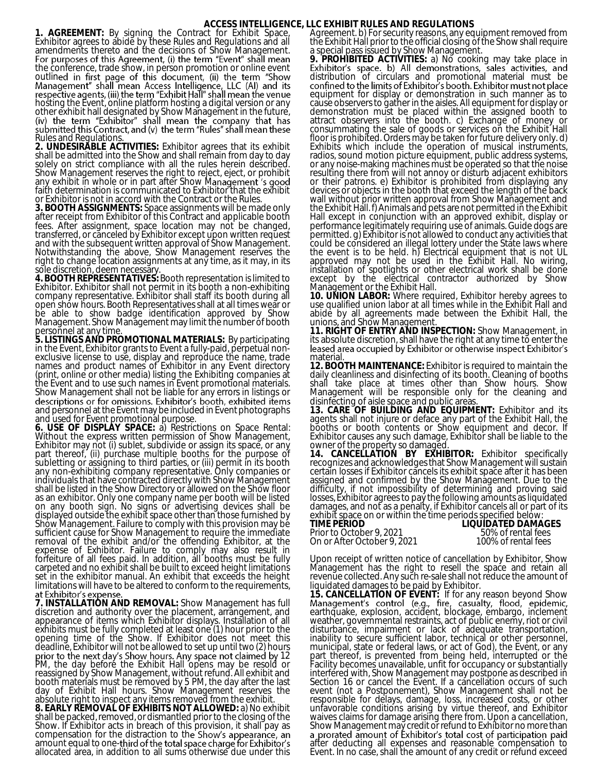# ACCESS INTELLIGENCE, LLC EXHIBIT RULES AND REGULATIONS

**1. AGREEMENT:** By signing the Contract for Exhibit Space, Exhibitor agrees to abide by these Rules and Regulations and all amendments thereto and the decisions of Show Management. For purposes of this Agreement, (i) the term "Event" shall mean the conference, trade show, in person promotion or online event outlined in first page of this document, (ii) the term "Show Management" shall mean Access Intelligence, LLC (AI) and its respective agents, (iii) the term "Exhibit Hall" shall mean the venue hosting the Event, online platform hosting a digital version or any other exhibit hall designated by Show Management in the future, (iv) the term "Exhibitor" shall mean the company that has submitted this Contract, and (v) the term "Rules" shall mean these Rules and Regulations.

**2. UNDESIRABLE ACTIVITIES:** Exhibitor agrees that its exhibit shall be admitted into the Show and shall remain from day to day solely on strict compliance with all the rules herein described. Show Management reserves the right to reject, eject, or prohibit any exhibit in whole or in part after Show Management 's good faith determination is communicated to Exhibitor that the exhibit or Exhibitor is not in accord with the Contract or the Rules.

**3. BOOTH ASSIGNMENTS:** Space assignments will be made only after receipt from Exhibitor of this Contract and applicable booth fees. After assignment, space location may not be changed, transferred, or canceled by Exhibitor except upon written request and with the subsequent written approval of Show Management. Notwithstanding the above, Show Management reserves the right to change location assignments at any time, as it may, in its sole discretion, deem necessary.

**4. BOOTH REPRESENTATIVES:** Booth representation is limited to Exhibitor. Exhibitor shall not permit in its booth a non-exhibiting company representative. Exhibitor shall staff its booth during all open show hours. Booth Representatives shall at all times wear or be able to show badge identification approved by Show Management. Show Management may limit the number of booth personnel at any time.

**5. LISTINGS AND PROMOTIONAL MATERIALS:** By participating in the Event, Exhibitor grants to Event a fully-paid, perpetual non-exclusive license to use, display and reproduce the name, trade names and product names of Exhibitor in any Event directory (print, online or other media) listing the Exhibiting companies at the Event and to use such names in Event promotional materials. Show Management shall not be liable for any errors in listings or descriptions or for omissions. Exhibitor's booth, exhibited items and personnel at the Event may be included in Event photographs and used for Event promotional purpose.

**6. USE OF DISPLAY SPACE:** a) Restrictions on Space Rental: Without the express written permission of Show Management, Exhibitor may not (i) sublet, subdivide or assign its space, or any part thereof, (ii) purchase multiple booths for the purpose of subletting or assigning to third parties, or (iii) permit in its booth any non-exhibiting company representative. Only companies or individuals that have contracted directly with Show Management shall be listed in the Show Directory or allowed on the Show floor as an exhibitor. Only one company name per booth will be listed on any booth sign. No signs or advertising devices shall be displayed outside the exhibit space other than those furnished by Show Management. Failure to comply with this provision may be sufficient cause for Show Management to require the immediate removal of the exhibit and/or the offending Exhibitor, at the expense of Exhibitor. Failure to comply may also result in forfeiture of all fees paid. In addition, all booths must be fully carpeted and no exhibit shall be built to exceed height limitations set in the exhibitor manual. An exhibit that exceeds the height limitations will have to be altered to conform to the requirements, at Exhibitor's expense.

**7. INSTALLATION AND REMOVAL:** Show Management has full discretion and authority over the placement, arrangement, and appearance of items which Exhibitor displays. Installation of all exhibits must be fully completed at least one (1) hour prior to the opening time of the Show. If Exhibitor does not meet this deadline, Exhibitor will not be allowed to set up until two (2) hours prior to the next day's Show hours. Any space not claimed by 12 PM, the day before the Exhibit Hall opens may be resold or reassigned by Show Management, without refund. All exhibit and booth materials must be removed by 5 PM, the day after the last day of Exhibit Hall hours. Show Management reserves the absolute right to inspect any items removed from the exhibit.

**8. EARLY REMOVAL OF EXHIBITS NOT ALLOWED:** a) No exhibit shall be packed, removed, or dismantled prior to the closing of the Show. If Exhibitor acts in breach of this provision, it shall pay as compensation for the distraction to the Show's appearance, an amount equal to one-third of the total space charge for Exhibitor's allocated area, in addition to all sums otherwise due under this Agreement. b) For security reasons, any equipment removed from the Exhibit Hall prior to the official closing of the Show shall require a special pass issued by Show Management.

**9. PROHIBITED ACTIVITIES:** a) No cooking may take place in Exhibitor's space. b) All demonstrations, sales activities, and distribution of circulars and promotional material must be confined to the limits of Exhibitor's booth. Exhibitor must not place equipment for display or demonstration in such manner as to cause observers to gather in the aisles. All equipment for display or demonstration must be placed within the assigned booth to attract observers into the booth. c) Exchange of money or consummating the sale of goods or services on the Exhibit Hall floor is prohibited. Orders may be taken for future delivery only. d) Exhibits which include the operation of musical instruments, radios, sound motion picture equipment, public address systems, or any noise-making machines must be operated so that the noise resulting there from will not annoy or disturb adjacent exhibitors or their patrons. e) Exhibitor is prohibited from displaying any devices or objects in the booth that exceed the length of the back wall without prior written approval from Show Management and the Exhibit Hall. f) Animals and pets are not permitted in the Exhibit Hall except in conjunction with an approved exhibit, display or performance legitimately requiring use of animals. Guide dogs are permitted. g) Exhibitor is not allowed to conduct any activities that could be considered an illegal lottery under the State laws where the event is to be held. h) Electrical equipment that is not UL approved may not be used in the Exhibit Hall. No wiring, installation of spotlights or other electrical work shall be done except by the electrical contractor authorized by Show Management or the Exhibit Hall.

**10. UNION LABOR:** Where required, Exhibitor hereby agrees to use qualified union labor at all times while in the Exhibit Hall and abide by all agreements made between the Exhibit Hall, the unions, and Show Management.

**11. RIGHT OF ENTRY AND INSPECTION:** Show Management, in its absolute discretion, shall have the right at any time to enter the leased area occupied by Exhibitor or otherwise inspect Exhibitor's material.

**12. BOOTH MAINTENANCE:** Exhibitor is required to maintain the daily cleanliness and disinfecting of its booth. Cleaning of booths shall take place at times other than Show hours. Show Management will be responsible only for the cleaning and disinfecting of aisle space and public areas.

**13. CARE OF BUILDING AND EQUIPMENT:** Exhibitor and its agents shall not injure or deface any part of the Exhibit Hall, the booths or booth contents or Show equipment and decor. If Exhibitor causes any such damage, Exhibitor shall be liable to the owner of the property so damaged.

**14. CANCELLATION BY EXHIBITOR:** Exhibitor specifically recognizes and acknowledges that Show Management will sustain certain losses if Exhibitor cancels its exhibit space after it has been assigned and confirmed by the Show Management. Due to the difficulty, if not impossibility of determining and proving said losses, Exhibitor agrees to pay the following amounts as liquidated damages, and not as a penalty, if Exhibitor cancels all or part of its exhibit space on or within the time periods specified below:

| TIME PERIOD | LIQUIDATED DAMAGES |
|---|---|
| Prior to October 9, 2021 | 50% of rental fees |
| On or After October 9, 2021 | 100% of rental fees |

Upon receipt of written notice of cancellation by Exhibitor, Show Management has the right to resell the space and retain all revenue collected. Any such re-sale shall not reduce the amount of liquidated damages to be paid by Exhibitor.

**15. CANCELLATION OF EVENT:** If for any reason beyond Show Management's control (e.g., fire, casualty, flood, epidemic, earthquake, explosion, accident, blockage, embargo, inclement weather, governmental restraints, act of public enemy, riot or civil disturbance, impairment or lack of adequate transportation, inability to secure sufficient labor, technical or other personnel, municipal, state or federal laws, or act of God), the Event, or any part thereof, is prevented from being held, interrupted or the Facility becomes unavailable, unfit for occupancy or substantially interfered with, Show Management may postpone as described in Section 16 or cancel the Event. If a cancellation occurs of such event (not a Postponement), Show Management shall not be responsible for delays, damage, loss, increased costs, or other unfavorable conditions arising by virtue thereof, and Exhibitor waives claims for damage arising there from. Upon a cancellation, Show Management may credit or refund to Exhibitor no more than a prorated amount of Exhibitor's total cost of participation paid after deducting all expenses and reasonable compensation to Event. In no case, shall the amount of any credit or refund exceed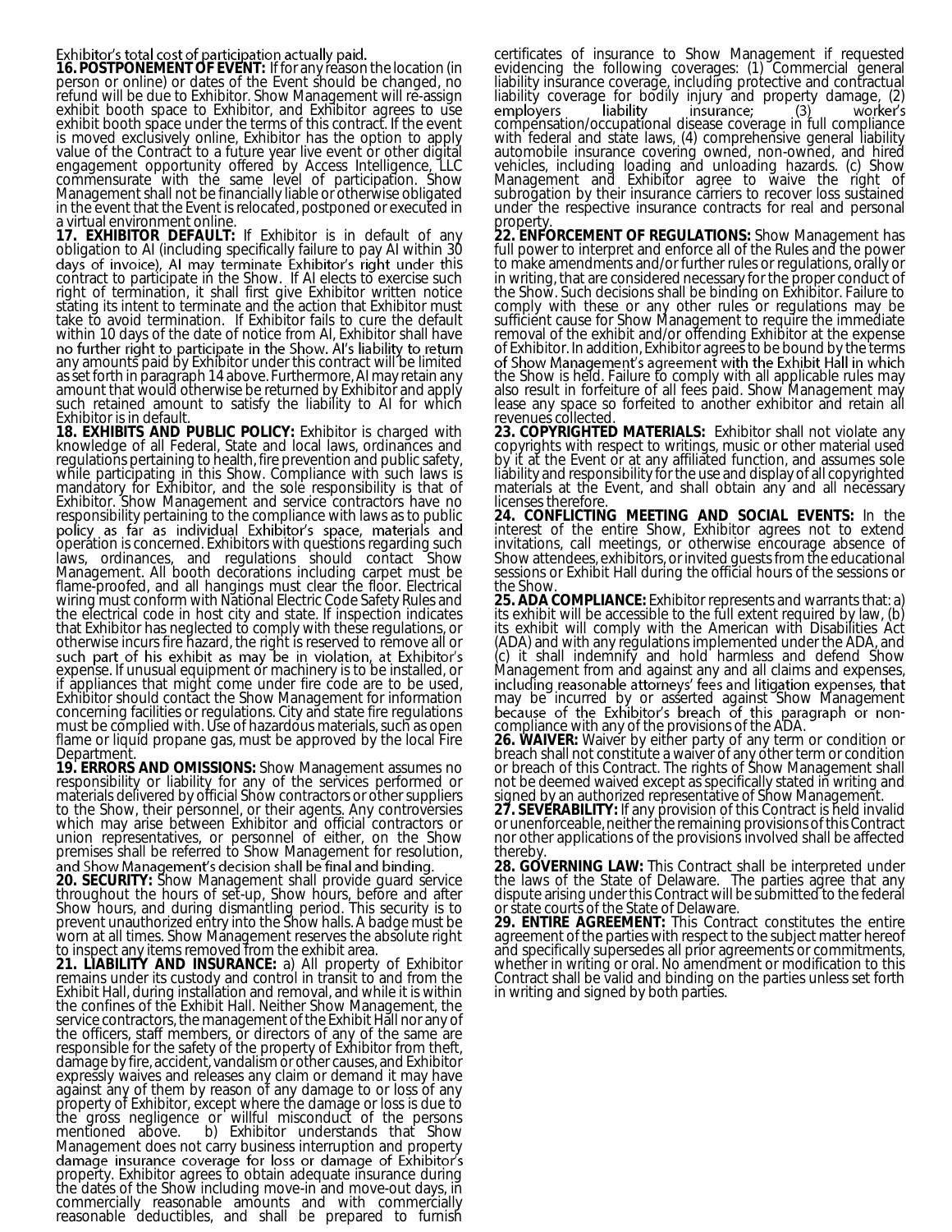Exhibitor's total cost of participation actually paid.

**16. POSTPONEMENT OF EVENT:** If for any reason the location (in person or online) or dates of the Event should be changed, no refund will be due to Exhibitor. Show Management will re-assign exhibit booth space to Exhibitor, and Exhibitor agrees to use exhibit booth space under the terms of this contract. If the event is moved exclusively online, Exhibitor has the option to apply value of the Contract to a future year live event or other digital engagement opportunity offered by Access Intelligence, LLC commensurate with the same level of participation. Show Management shall not be financially liable or otherwise obligated in the event that the Event is relocated, postponed or executed in a virtual environment online.

**17. EXHIBITOR DEFAULT:** If Exhibitor is in default of any obligation to AI (including specifically failure to pay AI within 30 days of invoice), AI may terminate Exhibitor's right under this contract to participate in the Show. If AI elects to exercise such right of termination, it shall first give Exhibitor written notice stating its intent to terminate and the action that Exhibitor must take to avoid termination. If Exhibitor fails to cure the default within 10 days of the date of notice from AI, Exhibitor shall have no further right to participate in the Show. AI's liability to return any amounts paid by Exhibitor under this contract will be limited as set forth in paragraph 14 above. Furthermore, AI may retain any amount that would otherwise be returned by Exhibitor and apply such retained amount to satisfy the liability to AI for which Exhibitor is in default.

**18. EXHIBITS AND PUBLIC POLICY:** Exhibitor is charged with knowledge of all Federal, State and local laws, ordinances and regulations pertaining to health, fire prevention and public safety, while participating in this Show. Compliance with such laws is mandatory for Exhibitor, and the sole responsibility is that of Exhibitor. Show Management and service contractors have no responsibility pertaining to the compliance with laws as to public policy as far as individual Exhibitor's space, materials and operation is concerned. Exhibitors with questions regarding such laws, ordinances, and regulations should contact Show Management. All booth decorations including carpet must be flame-proofed, and all hangings must clear the floor. Electrical wiring must conform with National Electric Code Safety Rules and the electrical code in host city and state. If inspection indicates that Exhibitor has neglected to comply with these regulations, or otherwise incurs fire hazard, the right is reserved to remove all or such part of his exhibit as may be in violation, at Exhibitor's expense. If unusual equipment or machinery is to be installed, or if appliances that might come under fire code are to be used, Exhibitor should contact the Show Management for information concerning facilities or regulations. City and state fire regulations must be complied with. Use of hazardous materials, such as open flame or liquid propane gas, must be approved by the local Fire Department.

**19. ERRORS AND OMISSIONS:** Show Management assumes no responsibility or liability for any of the services performed or materials delivered by official Show contractors or other suppliers to the Show, their personnel, or their agents. Any controversies which may arise between Exhibitor and official contractors or union representatives, or personnel of either, on the Show premises shall be referred to Show Management for resolution, and Show Management's decision shall be final and binding.

**20. SECURITY:** Show Management shall provide guard service throughout the hours of set-up, Show hours, before and after Show hours, and during dismantling period. This security is to prevent unauthorized entry into the Show halls. A badge must be worn at all times. Show Management reserves the absolute right to inspect any items removed from the exhibit area.

**21. LIABILITY AND INSURANCE:** a) All property of Exhibitor remains under its custody and control in transit to and from the Exhibit Hall, during installation and removal, and while it is within the confines of the Exhibit Hall. Neither Show Management, the service contractors, the management of the Exhibit Hall nor any of the officers, staff members, or directors of any of the same are responsible for the safety of the property of Exhibitor from theft, damage by fire, accident, vandalism or other causes, and Exhibitor expressly waives and releases any claim or demand it may have against any of them by reason of any damage to or loss of any property of Exhibitor, except where the damage or loss is due to the gross negligence or willful misconduct of the persons mentioned above. b) Exhibitor understands that Show Management does not carry business interruption and property damage insurance coverage for loss or damage of Exhibitor's property. Exhibitor agrees to obtain adequate insurance during the dates of the Show including move-in and move-out days, in commercially reasonable amounts and with commercially reasonable deductibles, and shall be prepared to furnish certificates of insurance to Show Management if requested evidencing the following coverages: (1) Commercial general liability insurance coverage, including protective and contractual liability coverage for bodily injury and property damage, (2) employers liability insurance; (3) worker's compensation/occupational disease coverage in full compliance with federal and state laws, (4) comprehensive general liability automobile insurance covering owned, non-owned, and hired vehicles, including loading and unloading hazards. (c) Show Management and Exhibitor agree to waive the right of subrogation by their insurance carriers to recover loss sustained under the respective insurance contracts for real and personal property.

**22. ENFORCEMENT OF REGULATIONS:** Show Management has full power to interpret and enforce all of the Rules and the power to make amendments and/or further rules or regulations, orally or in writing, that are considered necessary for the proper conduct of the Show. Such decisions shall be binding on Exhibitor. Failure to comply with these or any other rules or regulations may be sufficient cause for Show Management to require the immediate removal of the exhibit and/or offending Exhibitor at the expense of Exhibitor. In addition, Exhibitor agrees to be bound by the terms of Show Management's agreement with the Exhibit Hall in which the Show is held. Failure to comply with all applicable rules may also result in forfeiture of all fees paid. Show Management may lease any space so forfeited to another exhibitor and retain all revenues collected.

**23. COPYRIGHTED MATERIALS:** Exhibitor shall not violate any copyrights with respect to writings, music or other material used by it at the Event or at any affiliated function, and assumes sole liability and responsibility for the use and display of all copyrighted materials at the Event, and shall obtain any and all necessary licenses therefore.

**24. CONFLICTING MEETING AND SOCIAL EVENTS:** In the interest of the entire Show, Exhibitor agrees not to extend invitations, call meetings, or otherwise encourage absence of Show attendees, exhibitors, or invited guests from the educational sessions or Exhibit Hall during the official hours of the sessions or the Show.

**25. ADA COMPLIANCE:** Exhibitor represents and warrants that: a) its exhibit will be accessible to the full extent required by law, (b) its exhibit will comply with the American with Disabilities Act (ADA) and with any regulations implemented under the ADA, and (c) it shall indemnify and hold harmless and defend Show Management from and against any and all claims and expenses, including reasonable attorneys' fees and litigation expenses, that may be incurred by or asserted against Show Management because of the Exhibitor's breach of this paragraph or non-compliance with any of the provisions of the ADA.

**26. WAIVER:** Waiver by either party of any term or condition or breach shall not constitute a waiver of any other term or condition or breach of this Contract. The rights of Show Management shall not be deemed waived except as specifically stated in writing and signed by an authorized representative of Show Management.

**27. SEVERABILITY:** If any provision of this Contract is held invalid or unenforceable, neither the remaining provisions of this Contract nor other applications of the provisions involved shall be affected thereby.

**28. GOVERNING LAW:** This Contract shall be interpreted under the laws of the State of Delaware. The parties agree that any dispute arising under this Contract will be submitted to the federal or state courts of the State of Delaware.

**29. ENTIRE AGREEMENT:** This Contract constitutes the entire agreement of the parties with respect to the subject matter hereof and specifically supersedes all prior agreements or commitments, whether in writing or oral. No amendment or modification to this Contract shall be valid and binding on the parties unless set forth in writing and signed by both parties.